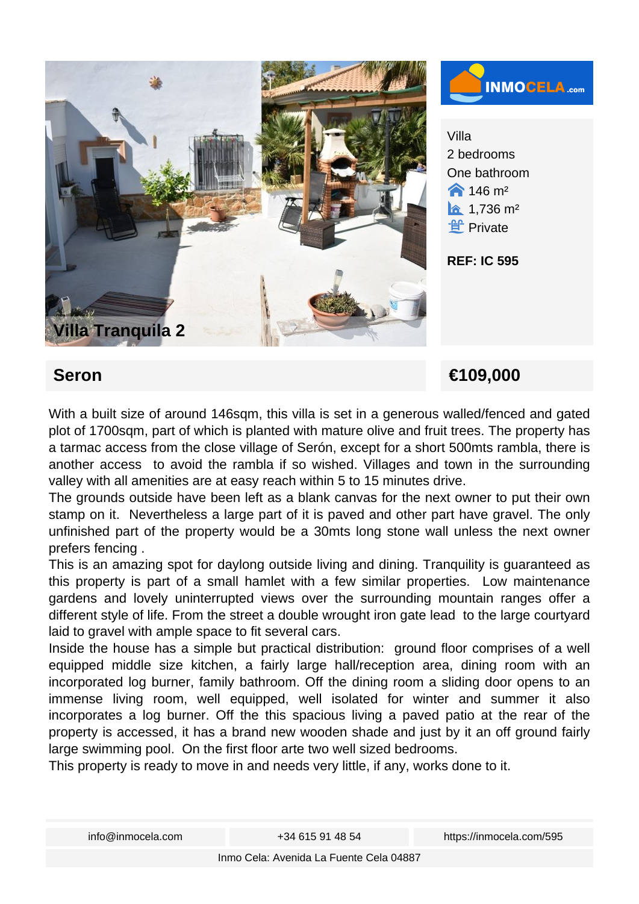# Villa Tranquila 2

INMOCELA.com

Villa
2 bedrooms
One bathroom
146 m²
1,736 m²
Private

**REF: IC 595**

## Seron

## €109,000

With a built size of around 146sqm, this villa is set in a generous walled/fenced and gated plot of 1700sqm, part of which is planted with mature olive and fruit trees. The property has a tarmac access from the close village of Serón, except for a short 500mts rambla, there is another access to avoid the rambla if so wished. Villages and town in the surrounding valley with all amenities are at easy reach within 5 to 15 minutes drive.

The grounds outside have been left as a blank canvas for the next owner to put their own stamp on it. Nevertheless a large part of it is paved and other part have gravel. The only unfinished part of the property would be a 30mts long stone wall unless the next owner prefers fencing .

This is an amazing spot for daylong outside living and dining. Tranquility is guaranteed as this property is part of a small hamlet with a few similar properties. Low maintenance gardens and lovely uninterrupted views over the surrounding mountain ranges offer a different style of life. From the street a double wrought iron gate lead to the large courtyard laid to gravel with ample space to fit several cars.

Inside the house has a simple but practical distribution: ground floor comprises of a well equipped middle size kitchen, a fairly large hall/reception area, dining room with an incorporated log burner, family bathroom. Off the dining room a sliding door opens to an immense living room, well equipped, well isolated for winter and summer it also incorporates a log burner. Off the this spacious living a paved patio at the rear of the property is accessed, it has a brand new wooden shade and just by it an off ground fairly large swimming pool. On the first floor arte two well sized bedrooms.

This property is ready to move in and needs very little, if any, works done to it.

| info@inmocela.com | +34 615 91 48 54 | https://inmocela.com/595 |
|---|---|---|

Inmo Cela: Avenida La Fuente Cela 04887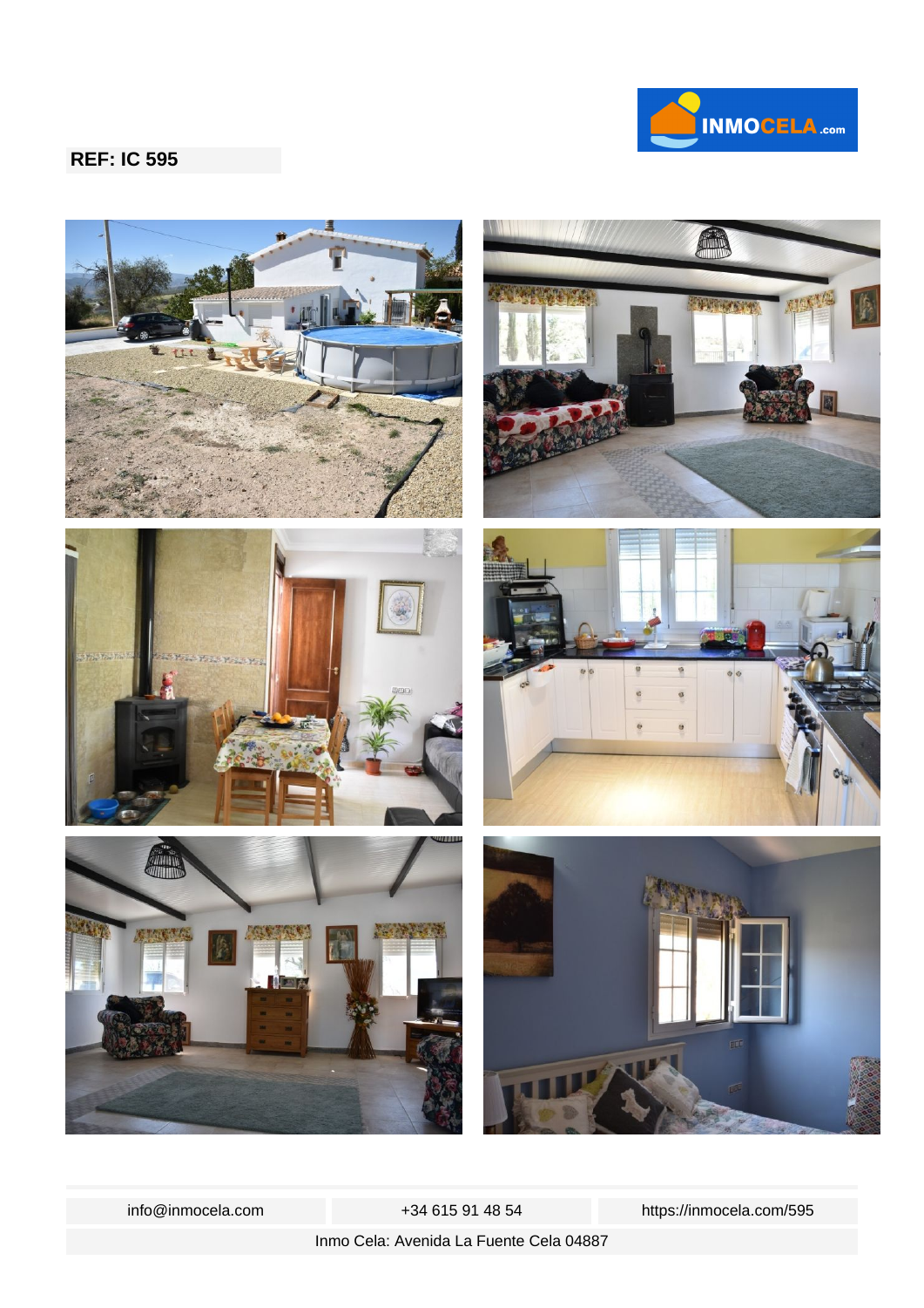**REF: IC 595**

info@inmocela.com | +34 615 91 48 54 | https://inmocela.com/595

Inmo Cela: Avenida La Fuente Cela 04887